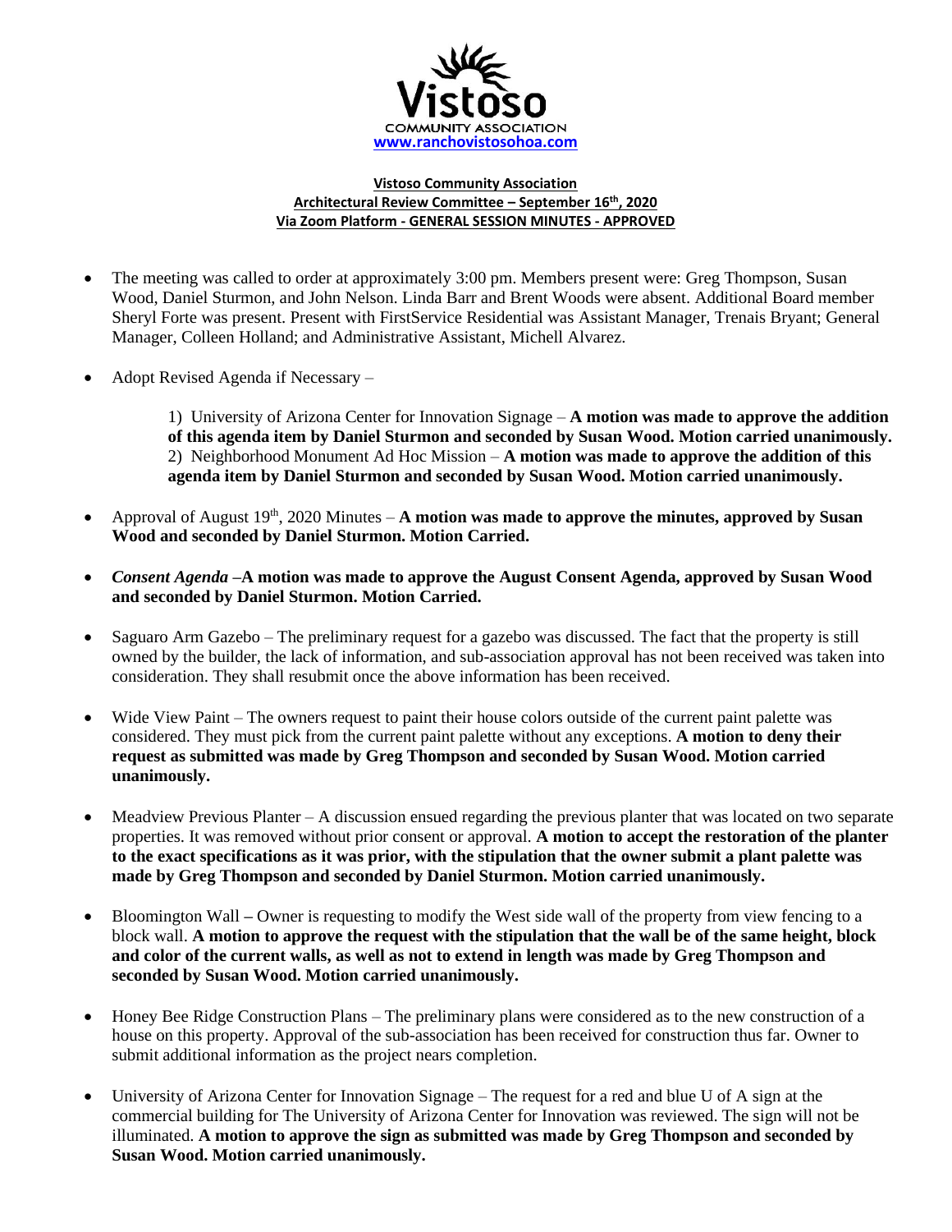Vistoso

COMMUNITY ASSOCIATION

www.ranchovistosohoa.com

**Vistoso Community Association**
**Architectural Review Committee – September 16th, 2020**
**Via Zoom Platform - GENERAL SESSION MINUTES - APPROVED**

- The meeting was called to order at approximately 3:00 pm. Members present were: Greg Thompson, Susan Wood, Daniel Sturmon, and John Nelson. Linda Barr and Brent Woods were absent. Additional Board member Sheryl Forte was present. Present with FirstService Residential was Assistant Manager, Trenais Bryant; General Manager, Colleen Holland; and Administrative Assistant, Michell Alvarez.

- Adopt Revised Agenda if Necessary –

  1) University of Arizona Center for Innovation Signage – **A motion was made to approve the addition of this agenda item by Daniel Sturmon and seconded by Susan Wood. Motion carried unanimously.**
  2) Neighborhood Monument Ad Hoc Mission – **A motion was made to approve the addition of this agenda item by Daniel Sturmon and seconded by Susan Wood. Motion carried unanimously.**

- Approval of August 19th, 2020 Minutes – **A motion was made to approve the minutes, approved by Susan Wood and seconded by Daniel Sturmon. Motion Carried.**

- ***Consent Agenda*** **–A motion was made to approve the August Consent Agenda, approved by Susan Wood and seconded by Daniel Sturmon. Motion Carried.**

- Saguaro Arm Gazebo – The preliminary request for a gazebo was discussed. The fact that the property is still owned by the builder, the lack of information, and sub-association approval has not been received was taken into consideration. They shall resubmit once the above information has been received.

- Wide View Paint – The owners request to paint their house colors outside of the current paint palette was considered. They must pick from the current paint palette without any exceptions. **A motion to deny their request as submitted was made by Greg Thompson and seconded by Susan Wood. Motion carried unanimously.**

- Meadview Previous Planter – A discussion ensued regarding the previous planter that was located on two separate properties. It was removed without prior consent or approval. **A motion to accept the restoration of the planter to the exact specifications as it was prior, with the stipulation that the owner submit a plant palette was made by Greg Thompson and seconded by Daniel Sturmon. Motion carried unanimously.**

- Bloomington Wall **–** Owner is requesting to modify the West side wall of the property from view fencing to a block wall. **A motion to approve the request with the stipulation that the wall be of the same height, block and color of the current walls, as well as not to extend in length was made by Greg Thompson and seconded by Susan Wood. Motion carried unanimously.**

- Honey Bee Ridge Construction Plans – The preliminary plans were considered as to the new construction of a house on this property. Approval of the sub-association has been received for construction thus far. Owner to submit additional information as the project nears completion.

- University of Arizona Center for Innovation Signage – The request for a red and blue U of A sign at the commercial building for The University of Arizona Center for Innovation was reviewed. The sign will not be illuminated. **A motion to approve the sign as submitted was made by Greg Thompson and seconded by Susan Wood. Motion carried unanimously.**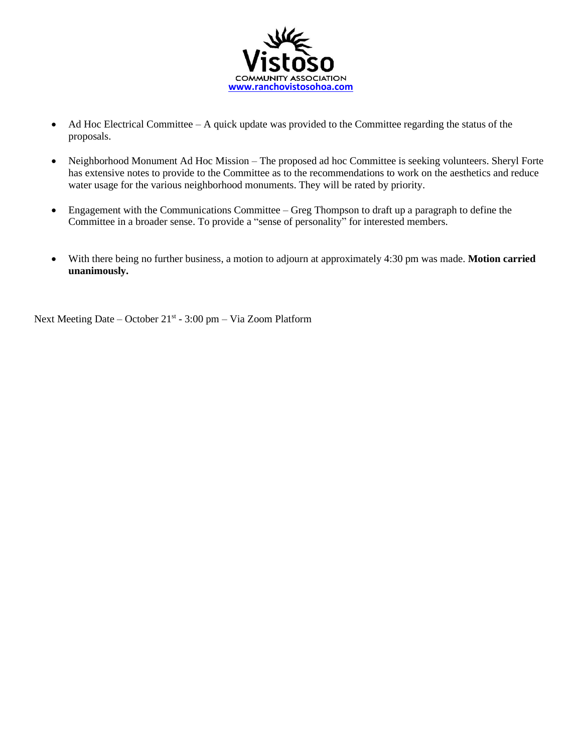- Ad Hoc Electrical Committee – A quick update was provided to the Committee regarding the status of the proposals.

- Neighborhood Monument Ad Hoc Mission – The proposed ad hoc Committee is seeking volunteers. Sheryl Forte has extensive notes to provide to the Committee as to the recommendations to work on the aesthetics and reduce water usage for the various neighborhood monuments. They will be rated by priority.

- Engagement with the Communications Committee – Greg Thompson to draft up a paragraph to define the Committee in a broader sense. To provide a "sense of personality" for interested members.

- With there being no further business, a motion to adjourn at approximately 4:30 pm was made. **Motion carried unanimously.**

Next Meeting Date – October 21st - 3:00 pm – Via Zoom Platform